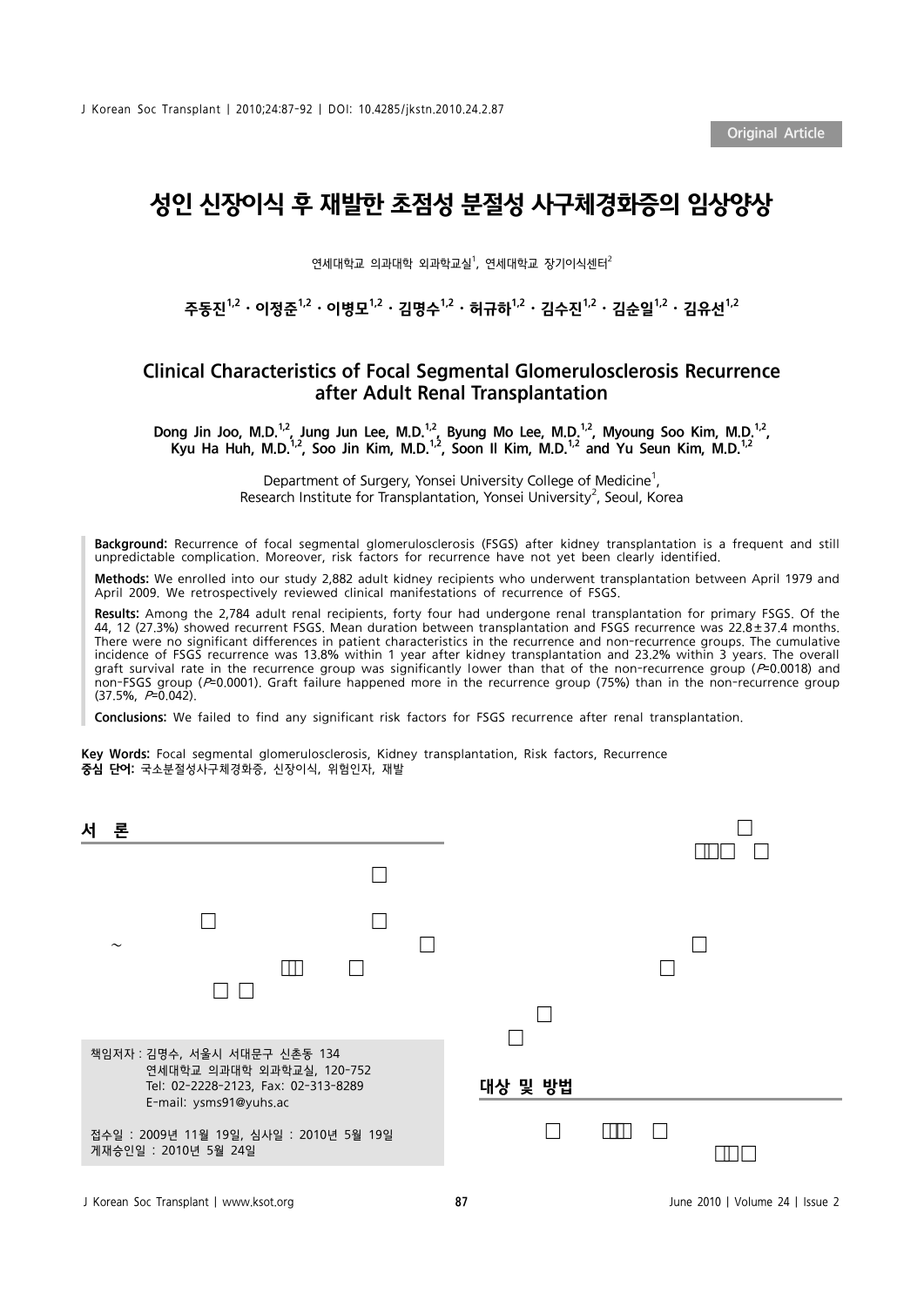Original Article

# 성인 신장이식 후 재발한 초점성 분절성 사구체경화증의 임상양상

연세대학교 의과대학 외과학교실[1], 연세대학교 장기이식센터[2]

**주동진[1,2] · 이정준[1,2] · 이병모[1,2] · 김명수[1,2] · 허규하[1,2] · 김수진[1,2] · 김순일[1,2] · 김유선[1,2]**

## Clinical Characteristics of Focal Segmental Glomerulosclerosis Recurrence after Adult Renal Transplantation

**Dong Jin Joo, M.D.[1,2], Jung Jun Lee, M.D.[1,2], Byung Mo Lee, M.D.[1,2], Myoung Soo Kim, M.D.[1,2], Kyu Ha Huh, M.D.[1,2], Soo Jin Kim, M.D.[1,2], Soon Il Kim, M.D.[1,2] and Yu Seun Kim, M.D.[1,2]**

Department of Surgery, Yonsei University College of Medicine[1], Research Institute for Transplantation, Yonsei University[2], Seoul, Korea

**Background:** Recurrence of focal segmental glomerulosclerosis (FSGS) after kidney transplantation is a frequent and still unpredictable complication. Moreover, risk factors for recurrence have not yet been clearly identified.

**Methods:** We enrolled into our study 2,882 adult kidney recipients who underwent transplantation between April 1979 and April 2009. We retrospectively reviewed clinical manifestations of recurrence of FSGS.

**Results:** Among the 2,784 adult renal recipients, forty four had undergone renal transplantation for primary FSGS. Of the 44, 12 (27.3%) showed recurrent FSGS. Mean duration between transplantation and FSGS recurrence was 22.8±37.4 months. There were no significant differences in patient characteristics in the recurrence and non-recurrence groups. The cumulative incidence of FSGS recurrence was 13.8% within 1 year after kidney transplantation and 23.2% within 3 years. The overall graft survival rate in the recurrence group was significantly lower than that of the non-recurrence group ($P$=0.0018) and non-FSGS group ($P$=0.0001). Graft failure happened more in the recurrence group (75%) than in the non-recurrence group (37.5%, $P$=0.042).

**Conclusions:** We failed to find any significant risk factors for FSGS recurrence after renal transplantation.

**Key Words:** Focal segmental glomerulosclerosis, Kidney transplantation, Risk factors, Recurrence
**중심 단어:** 국소분절성사구체경화증, 신장이식, 위험인자, 재발

## 서 론

~

## 대상 및 방법

책임저자 : 김명수, 서울시 서대문구 신촌동 134
연세대학교 의과대학 외과학교실, 120-752
Tel: 02-2228-2123, Fax: 02-313-8289
E-mail: ysms91@yuhs.ac

접수일 : 2009년 11월 19일, 심사일 : 2010년 5월 19일
게재승인일 : 2010년 5월 24일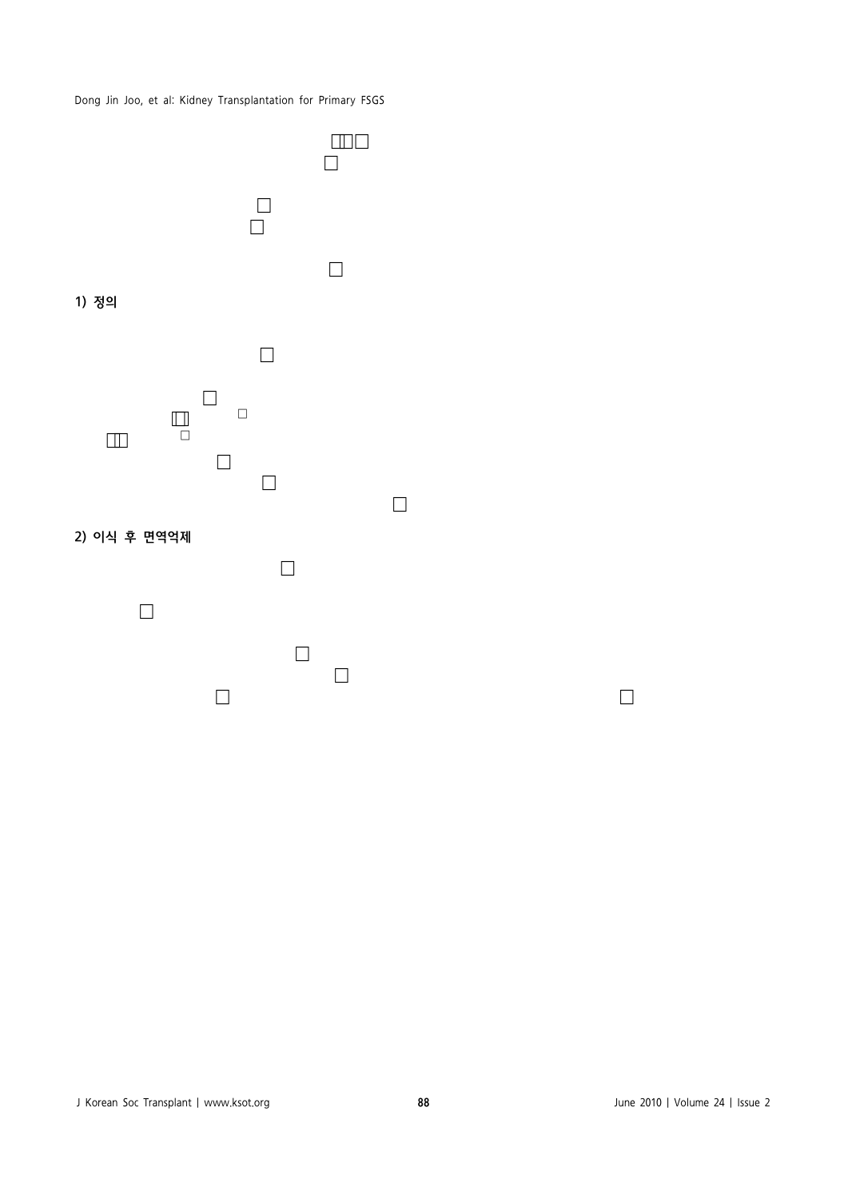1) 정의

2) 이식 후 면역억제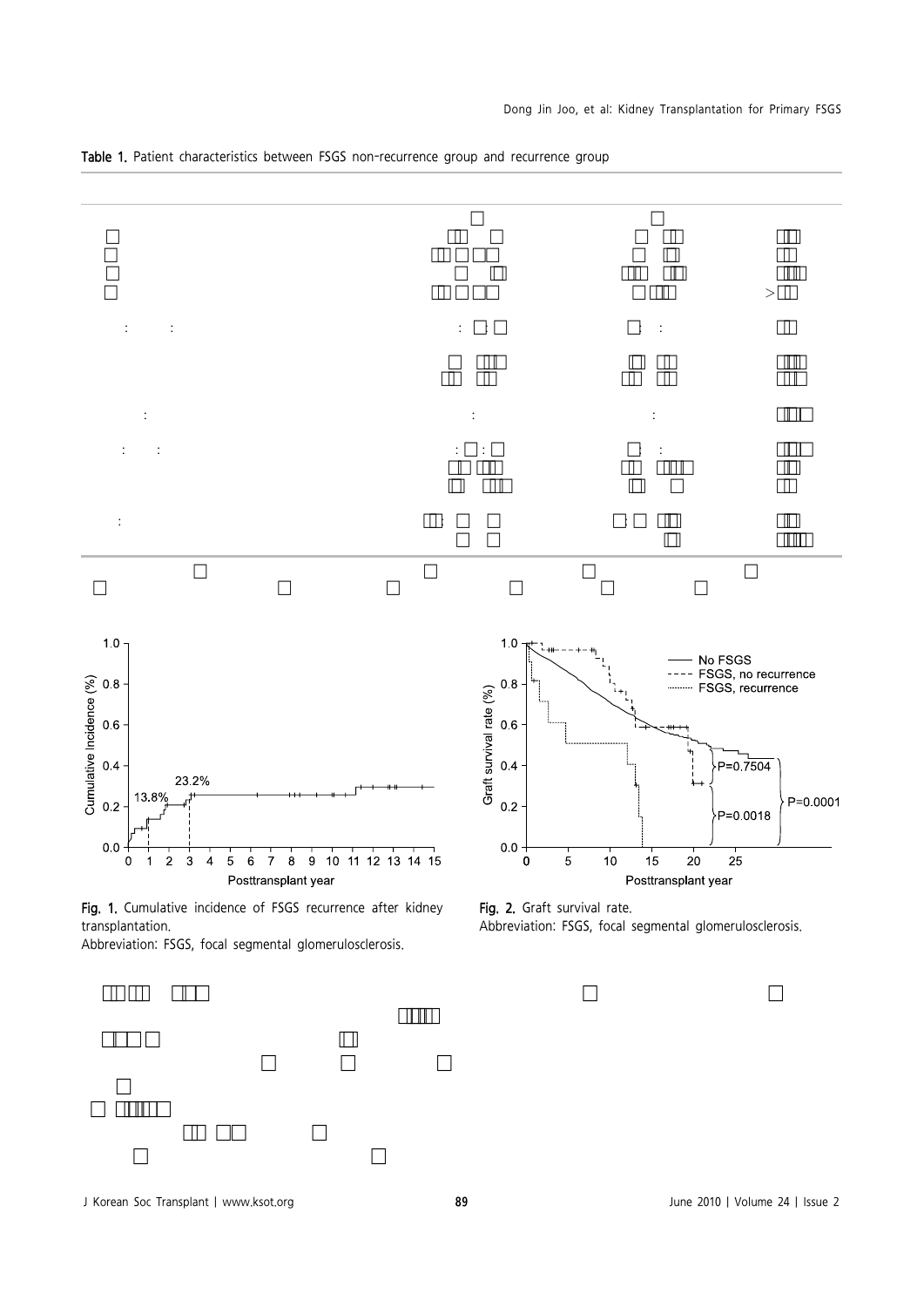Table 1. Patient characteristics between FSGS non-recurrence group and recurrence group

Fig. 1. Cumulative incidence of FSGS recurrence after kidney transplantation.
Abbreviation: FSGS, focal segmental glomerulosclerosis.

Fig. 2. Graft survival rate.
Abbreviation: FSGS, focal segmental glomerulosclerosis.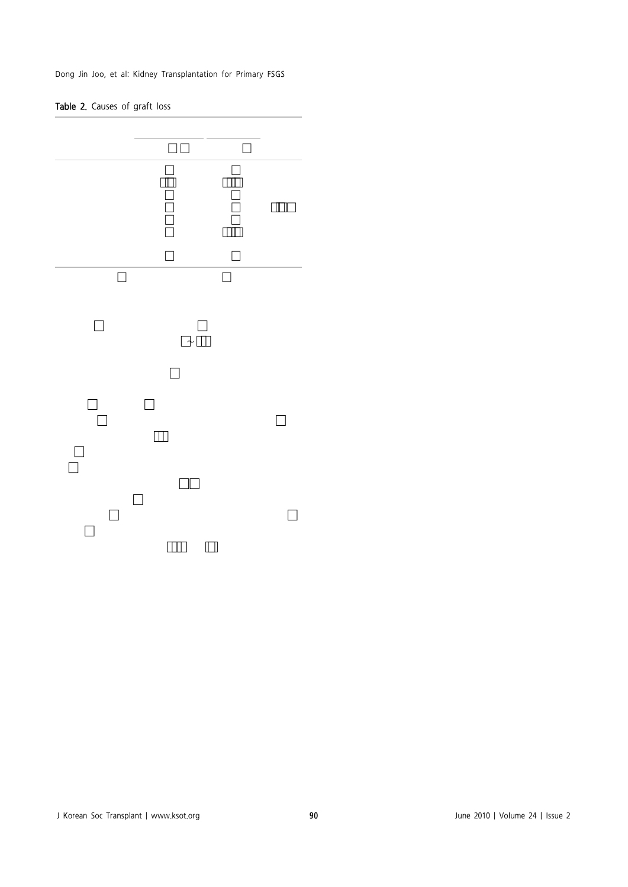Table 2. Causes of graft loss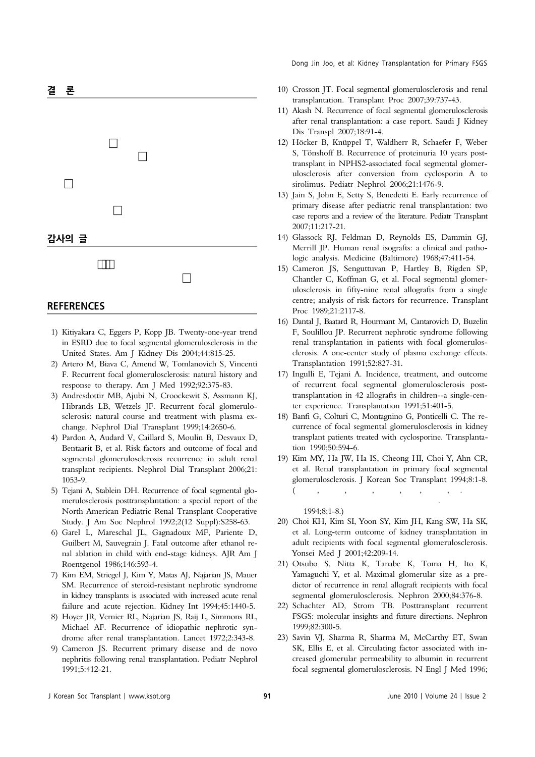## 결 론

## 감사의 글

## REFERENCES

1) Kitiyakara C, Eggers P, Kopp JB. Twenty-one-year trend in ESRD due to focal segmental glomerulosclerosis in the United States. Am J Kidney Dis 2004;44:815-25.
2) Artero M, Biava C, Amend W, Tomlanovich S, Vincenti F. Recurrent focal glomerulosclerosis: natural history and response to therapy. Am J Med 1992;92:375-83.
3) Andresdottir MB, Ajubi N, Croockewit S, Assmann KJ, Hibrands LB, Wetzels JF. Recurrent focal glomerulosclerosis: natural course and treatment with plasma exchange. Nephrol Dial Transplant 1999;14:2650-6.
4) Pardon A, Audard V, Caillard S, Moulin B, Desvaux D, Bentaarit B, et al. Risk factors and outcome of focal and segmental glomerulosclerosis recurrence in adult renal transplant recipients. Nephrol Dial Transplant 2006;21:1053-9.
5) Tejani A, Stablein DH. Recurrence of focal segmental glomerulosclerosis posttransplantation: a special report of the North American Pediatric Renal Transplant Cooperative Study. J Am Soc Nephrol 1992;2(12 Suppl):S258-63.
6) Garel L, Mareschal JL, Gagnadoux MF, Pariente D, Guilbert M, Sauvegrain J. Fatal outcome after ethanol renal ablation in child with end-stage kidneys. AJR Am J Roentgenol 1986;146:593-4.
7) Kim EM, Striegel J, Kim Y, Matas AJ, Najarian JS, Mauer SM. Recurrence of steroid-resistant nephrotic syndrome in kidney transplants is associated with increased acute renal failure and acute rejection. Kidney Int 1994;45:1440-5.
8) Hoyer JR, Vernier RL, Najarian JS, Raij L, Simmons RL, Michael AF. Recurrence of idiopathic nephrotic syndrome after renal transplantation. Lancet 1972;2:343-8.
9) Cameron JS. Recurrent primary disease and de novo nephritis following renal transplantation. Pediatr Nephrol 1991;5:412-21.
10) Crosson JT. Focal segmental glomerulosclerosis and renal transplantation. Transplant Proc 2007;39:737-43.
11) Akash N. Recurrence of focal segmental glomerulosclerosis after renal transplantation: a case report. Saudi J Kidney Dis Transpl 2007;18:91-4.
12) Höcker B, Knüppel T, Waldherr R, Schaefer F, Weber S, Tönshoff B. Recurrence of proteinuria 10 years post-transplant in NPHS2-associated focal segmental glomerulosclerosis after conversion from cyclosporin A to sirolimus. Pediatr Nephrol 2006;21:1476-9.
13) Jain S, John E, Setty S, Benedetti E. Early recurrence of primary disease after pediatric renal transplantation: two case reports and a review of the literature. Pediatr Transplant 2007;11:217-21.
14) Glassock RJ, Feldman D, Reynolds ES, Dammin GJ, Merrill JP. Human renal isografts: a clinical and pathologic analysis. Medicine (Baltimore) 1968;47:411-54.
15) Cameron JS, Senguttuvan P, Hartley B, Rigden SP, Chantler C, Koffman G, et al. Focal segmental glomerulosclerosis in fifty-nine renal allografts from a single centre; analysis of risk factors for recurrence. Transplant Proc 1989;21:2117-8.
16) Dantal J, Baatard R, Hourmant M, Cantarovich D, Buzelin F, Soulillou JP. Recurrent nephrotic syndrome following renal transplantation in patients with focal glomerulosclerosis. A one-center study of plasma exchange effects. Transplantation 1991;52:827-31.
17) Ingulli E, Tejani A. Incidence, treatment, and outcome of recurrent focal segmental glomerulosclerosis posttransplantation in 42 allografts in children--a single-center experience. Transplantation 1991;51:401-5.
18) Banfi G, Colturi C, Montagnino G, Ponticelli C. The recurrence of focal segmental glomerulosclerosis in kidney transplant patients treated with cyclosporine. Transplantation 1990;50:594-6.
19) Kim MY, Ha JW, Ha IS, Cheong HI, Choi Y, Ahn CR, et al. Renal transplantation in primary focal segmental glomerulosclerosis. J Korean Soc Transplant 1994;8:1-8. ( , , , , , , . 1994;8:1-8.)
20) Choi KH, Kim SI, Yoon SY, Kim JH, Kang SW, Ha SK, et al. Long-term outcome of kidney transplantation in adult recipients with focal segmental glomerulosclerosis. Yonsei Med J 2001;42:209-14.
21) Otsubo S, Nitta K, Tanabe K, Toma H, Ito K, Yamaguchi Y, et al. Maximal glomerular size as a predictor of recurrence in renal allograft recipients with focal segmental glomerulosclerosis. Nephron 2000;84:376-8.
22) Schachter AD, Strom TB. Posttransplant recurrent FSGS: molecular insights and future directions. Nephron 1999;82:300-5.
23) Savin VJ, Sharma R, Sharma M, McCarthy ET, Swan SK, Ellis E, et al. Circulating factor associated with increased glomerular permeability to albumin in recurrent focal segmental glomerulosclerosis. N Engl J Med 1996;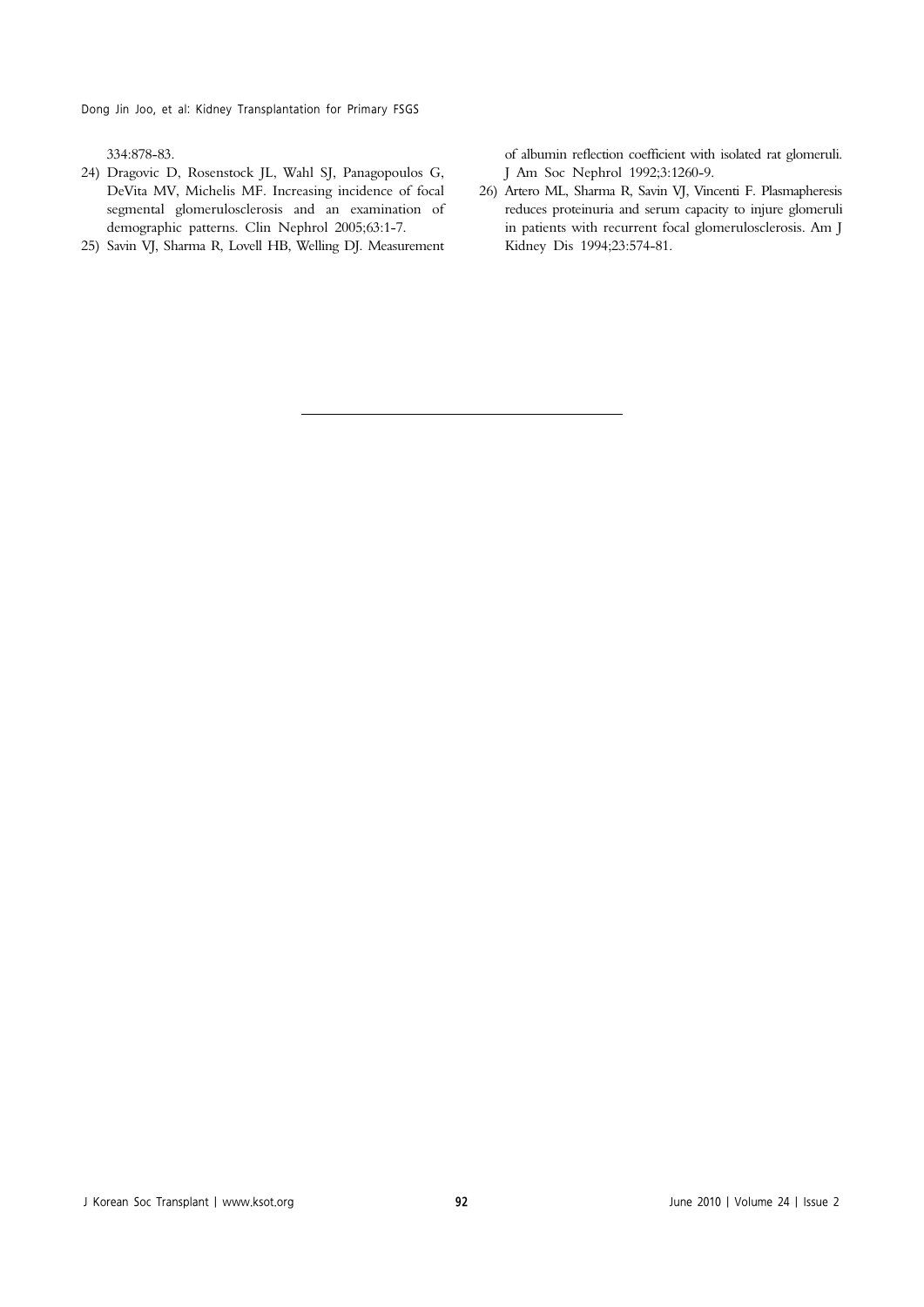334:878-83.

24) Dragovic D, Rosenstock JL, Wahl SJ, Panagopoulos G, DeVita MV, Michelis MF. Increasing incidence of focal segmental glomerulosclerosis and an examination of demographic patterns. Clin Nephrol 2005;63:1-7.
25) Savin VJ, Sharma R, Lovell HB, Welling DJ. Measurement of albumin reflection coefficient with isolated rat glomeruli. J Am Soc Nephrol 1992;3:1260-9.
26) Artero ML, Sharma R, Savin VJ, Vincenti F. Plasmapheresis reduces proteinuria and serum capacity to injure glomeruli in patients with recurrent focal glomerulosclerosis. Am J Kidney Dis 1994;23:574-81.